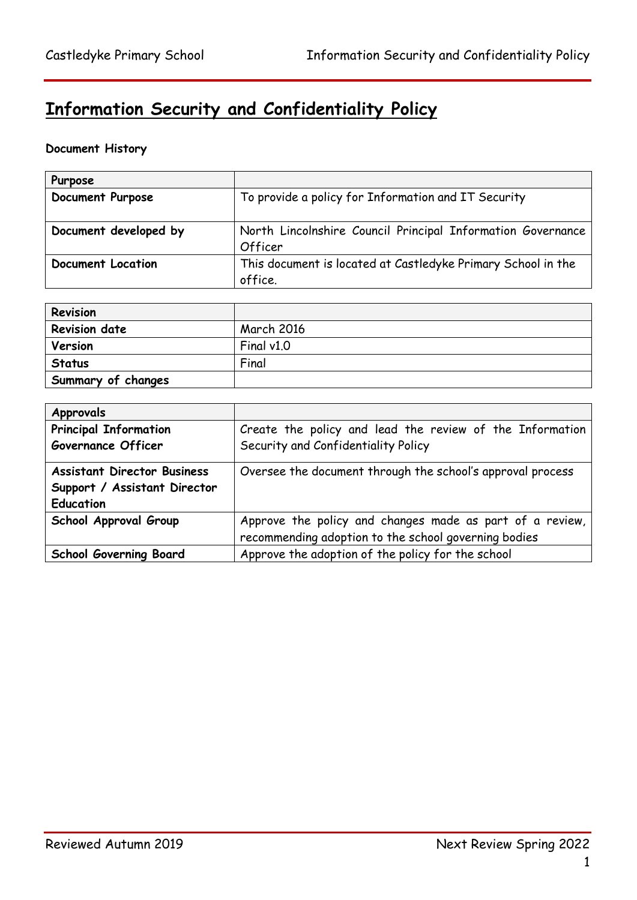# Information Security and Confidentiality Policy

**Document History**

| **Purpose** | |
|---|---|
| **Document Purpose** | To provide a policy for Information and IT Security |
| **Document developed by** | North Lincolnshire Council Principal Information Governance Officer |
| **Document Location** | This document is located at Castledyke Primary School in the office. |

| **Revision** | |
|---|---|
| **Revision date** | March 2016 |
| **Version** | Final v1.0 |
| **Status** | Final |
| **Summary of changes** | |

| **Approvals** | |
|---|---|
| **Principal Information Governance Officer** | Create the policy and lead the review of the Information Security and Confidentiality Policy |
| **Assistant Director Business Support / Assistant Director Education** | Oversee the document through the school's approval process |
| **School Approval Group** | Approve the policy and changes made as part of a review, recommending adoption to the school governing bodies |
| **School Governing Board** | Approve the adoption of the policy for the school |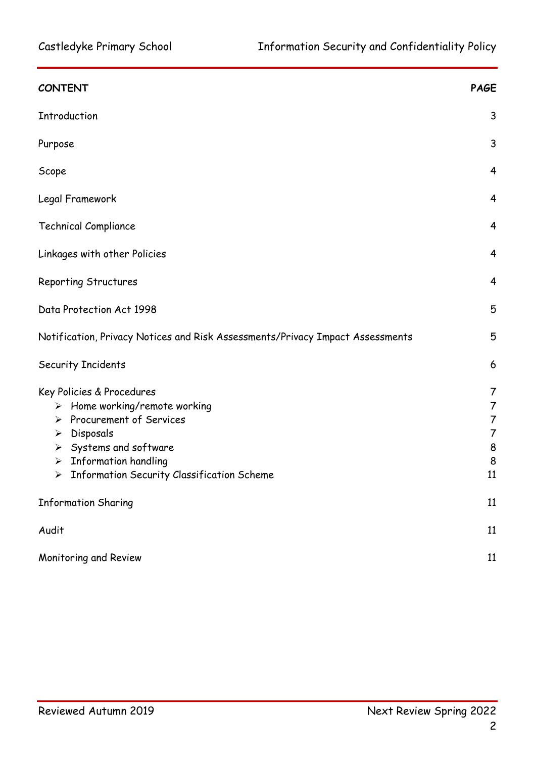| CONTENT | PAGE |
|---|---|
| Introduction | 3 |
| Purpose | 3 |
| Scope | 4 |
| Legal Framework | 4 |
| Technical Compliance | 4 |
| Linkages with other Policies | 4 |
| Reporting Structures | 4 |
| Data Protection Act 1998 | 5 |
| Notification, Privacy Notices and Risk Assessments/Privacy Impact Assessments | 5 |
| Security Incidents | 6 |
| Key Policies & Procedures | 7 |
| ➢ Home working/remote working | 7 |
| ➢ Procurement of Services | 7 |
| ➢ Disposals | 7 |
| ➢ Systems and software | 8 |
| ➢ Information handling | 8 |
| ➢ Information Security Classification Scheme | 11 |
| Information Sharing | 11 |
| Audit | 11 |
| Monitoring and Review | 11 |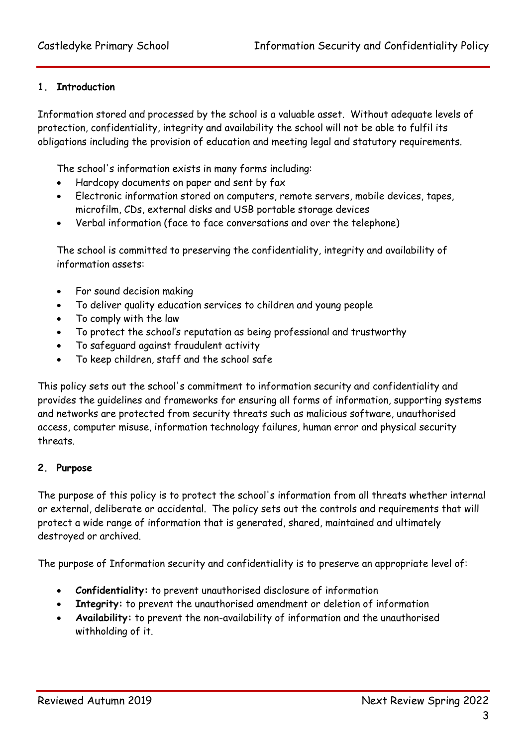## 1. Introduction

Information stored and processed by the school is a valuable asset. Without adequate levels of protection, confidentiality, integrity and availability the school will not be able to fulfil its obligations including the provision of education and meeting legal and statutory requirements.

The school's information exists in many forms including:

- Hardcopy documents on paper and sent by fax
- Electronic information stored on computers, remote servers, mobile devices, tapes, microfilm, CDs, external disks and USB portable storage devices
- Verbal information (face to face conversations and over the telephone)

The school is committed to preserving the confidentiality, integrity and availability of information assets:

- For sound decision making
- To deliver quality education services to children and young people
- To comply with the law
- To protect the school's reputation as being professional and trustworthy
- To safeguard against fraudulent activity
- To keep children, staff and the school safe

This policy sets out the school's commitment to information security and confidentiality and provides the guidelines and frameworks for ensuring all forms of information, supporting systems and networks are protected from security threats such as malicious software, unauthorised access, computer misuse, information technology failures, human error and physical security threats.

## 2. Purpose

The purpose of this policy is to protect the school's information from all threats whether internal or external, deliberate or accidental. The policy sets out the controls and requirements that will protect a wide range of information that is generated, shared, maintained and ultimately destroyed or archived.

The purpose of Information security and confidentiality is to preserve an appropriate level of:

- **Confidentiality:** to prevent unauthorised disclosure of information
- **Integrity:** to prevent the unauthorised amendment or deletion of information
- **Availability:** to prevent the non-availability of information and the unauthorised withholding of it.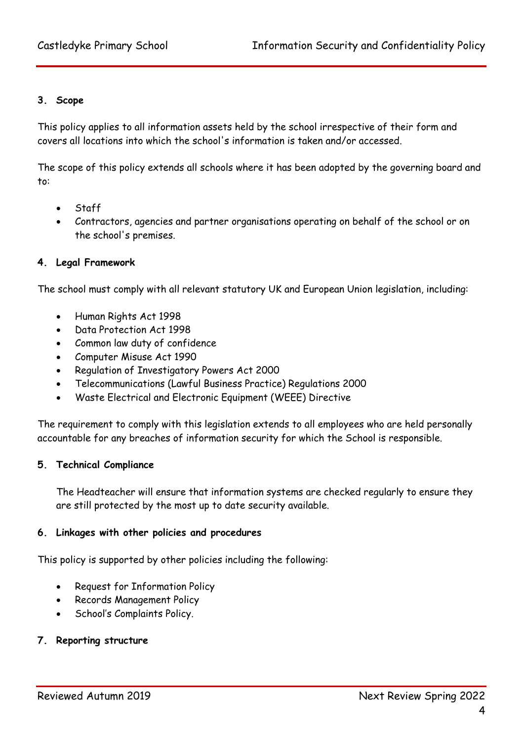### 3. Scope

This policy applies to all information assets held by the school irrespective of their form and covers all locations into which the school's information is taken and/or accessed.

The scope of this policy extends all schools where it has been adopted by the governing board and to:

- Staff
- Contractors, agencies and partner organisations operating on behalf of the school or on the school's premises.

### 4. Legal Framework

The school must comply with all relevant statutory UK and European Union legislation, including:

- Human Rights Act 1998
- Data Protection Act 1998
- Common law duty of confidence
- Computer Misuse Act 1990
- Regulation of Investigatory Powers Act 2000
- Telecommunications (Lawful Business Practice) Regulations 2000
- Waste Electrical and Electronic Equipment (WEEE) Directive

The requirement to comply with this legislation extends to all employees who are held personally accountable for any breaches of information security for which the School is responsible.

### 5. Technical Compliance

The Headteacher will ensure that information systems are checked regularly to ensure they are still protected by the most up to date security available.

### 6. Linkages with other policies and procedures

This policy is supported by other policies including the following:

- Request for Information Policy
- Records Management Policy
- School's Complaints Policy.

### 7. Reporting structure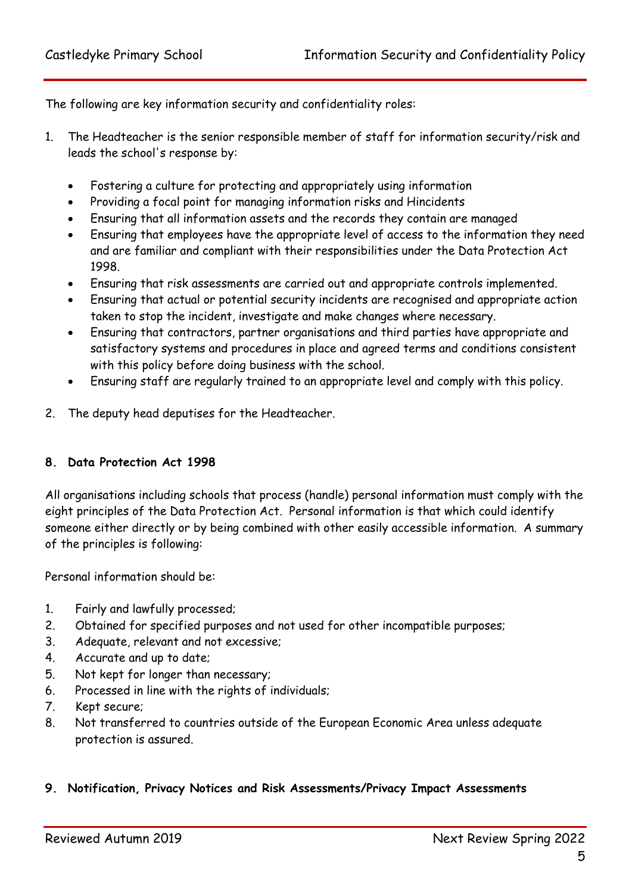The following are key information security and confidentiality roles:

1. The Headteacher is the senior responsible member of staff for information security/risk and leads the school's response by:

    - Fostering a culture for protecting and appropriately using information
    - Providing a focal point for managing information risks and Hincidents
    - Ensuring that all information assets and the records they contain are managed
    - Ensuring that employees have the appropriate level of access to the information they need and are familiar and compliant with their responsibilities under the Data Protection Act 1998.
    - Ensuring that risk assessments are carried out and appropriate controls implemented.
    - Ensuring that actual or potential security incidents are recognised and appropriate action taken to stop the incident, investigate and make changes where necessary.
    - Ensuring that contractors, partner organisations and third parties have appropriate and satisfactory systems and procedures in place and agreed terms and conditions consistent with this policy before doing business with the school.
    - Ensuring staff are regularly trained to an appropriate level and comply with this policy.

2. The deputy head deputises for the Headteacher.

## 8. Data Protection Act 1998

All organisations including schools that process (handle) personal information must comply with the eight principles of the Data Protection Act. Personal information is that which could identify someone either directly or by being combined with other easily accessible information. A summary of the principles is following:

Personal information should be:

1. Fairly and lawfully processed;
2. Obtained for specified purposes and not used for other incompatible purposes;
3. Adequate, relevant and not excessive;
4. Accurate and up to date;
5. Not kept for longer than necessary;
6. Processed in line with the rights of individuals;
7. Kept secure;
8. Not transferred to countries outside of the European Economic Area unless adequate protection is assured.

## 9. Notification, Privacy Notices and Risk Assessments/Privacy Impact Assessments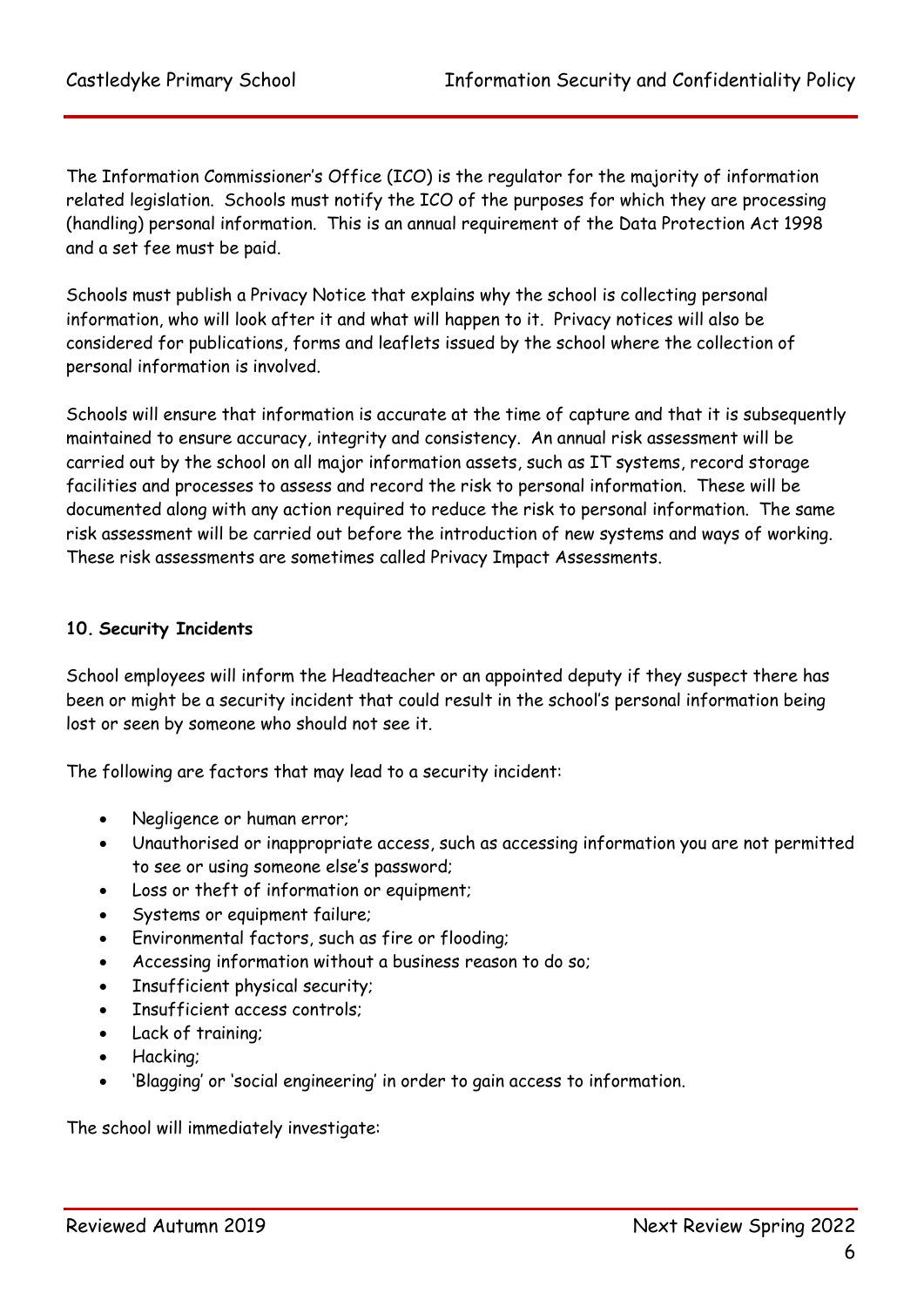The Information Commissioner's Office (ICO) is the regulator for the majority of information related legislation. Schools must notify the ICO of the purposes for which they are processing (handling) personal information. This is an annual requirement of the Data Protection Act 1998 and a set fee must be paid.

Schools must publish a Privacy Notice that explains why the school is collecting personal information, who will look after it and what will happen to it. Privacy notices will also be considered for publications, forms and leaflets issued by the school where the collection of personal information is involved.

Schools will ensure that information is accurate at the time of capture and that it is subsequently maintained to ensure accuracy, integrity and consistency. An annual risk assessment will be carried out by the school on all major information assets, such as IT systems, record storage facilities and processes to assess and record the risk to personal information. These will be documented along with any action required to reduce the risk to personal information. The same risk assessment will be carried out before the introduction of new systems and ways of working. These risk assessments are sometimes called Privacy Impact Assessments.

**10. Security Incidents**

School employees will inform the Headteacher or an appointed deputy if they suspect there has been or might be a security incident that could result in the school's personal information being lost or seen by someone who should not see it.

The following are factors that may lead to a security incident:

- Negligence or human error;
- Unauthorised or inappropriate access, such as accessing information you are not permitted to see or using someone else's password;
- Loss or theft of information or equipment;
- Systems or equipment failure;
- Environmental factors, such as fire or flooding;
- Accessing information without a business reason to do so;
- Insufficient physical security;
- Insufficient access controls;
- Lack of training;
- Hacking;
- 'Blagging' or 'social engineering' in order to gain access to information.

The school will immediately investigate: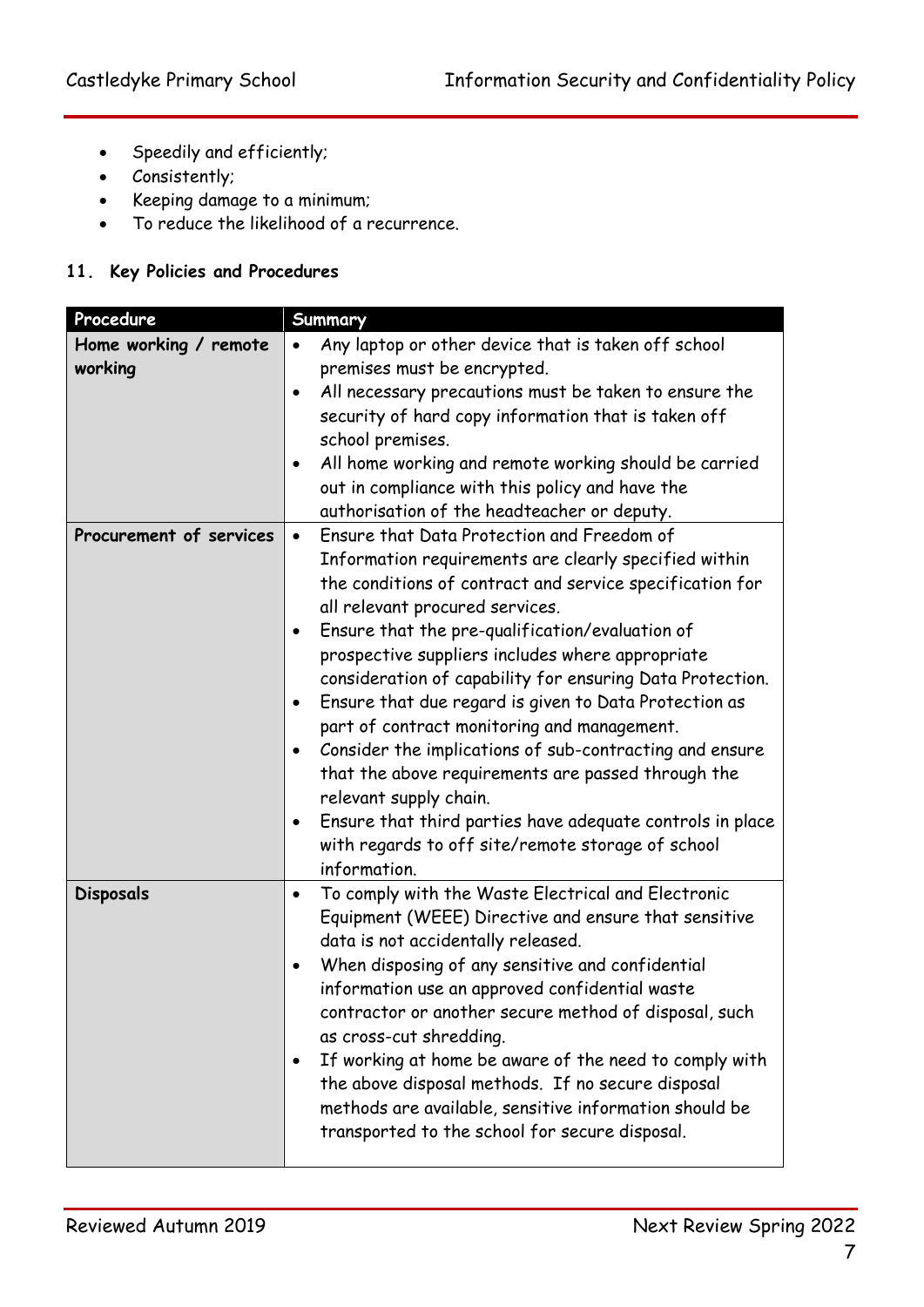- Speedily and efficiently;
- Consistently;
- Keeping damage to a minimum;
- To reduce the likelihood of a recurrence.

### 11. Key Policies and Procedures

| Procedure | Summary |
|---|---|
| **Home working / remote working** | • Any laptop or other device that is taken off school premises must be encrypted.<br>• All necessary precautions must be taken to ensure the security of hard copy information that is taken off school premises.<br>• All home working and remote working should be carried out in compliance with this policy and have the authorisation of the headteacher or deputy. |
| **Procurement of services** | • Ensure that Data Protection and Freedom of Information requirements are clearly specified within the conditions of contract and service specification for all relevant procured services.<br>• Ensure that the pre-qualification/evaluation of prospective suppliers includes where appropriate consideration of capability for ensuring Data Protection.<br>• Ensure that due regard is given to Data Protection as part of contract monitoring and management.<br>• Consider the implications of sub-contracting and ensure that the above requirements are passed through the relevant supply chain.<br>• Ensure that third parties have adequate controls in place with regards to off site/remote storage of school information. |
| **Disposals** | • To comply with the Waste Electrical and Electronic Equipment (WEEE) Directive and ensure that sensitive data is not accidentally released.<br>• When disposing of any sensitive and confidential information use an approved confidential waste contractor or another secure method of disposal, such as cross-cut shredding.<br>• If working at home be aware of the need to comply with the above disposal methods. If no secure disposal methods are available, sensitive information should be transported to the school for secure disposal. |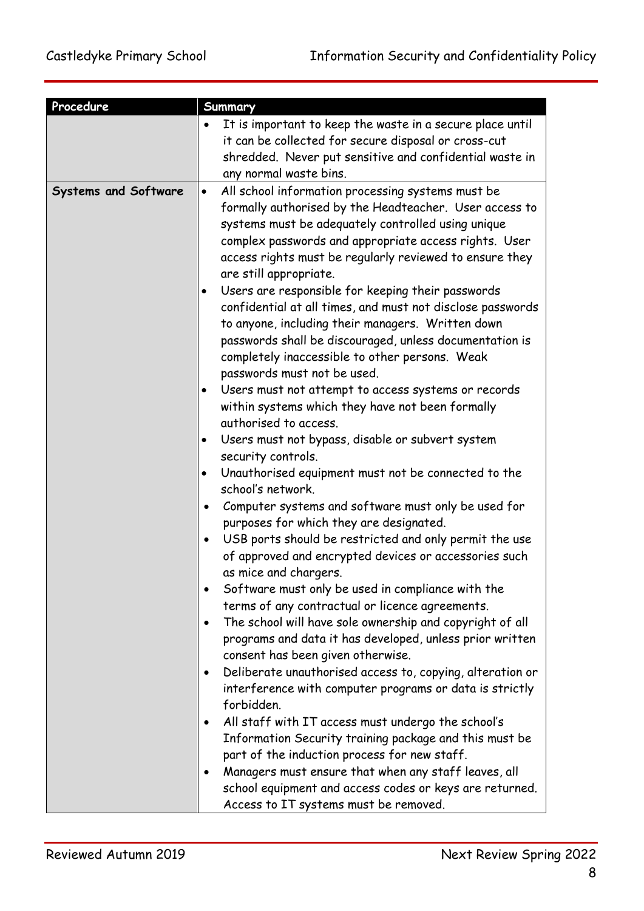| Procedure | Summary |
|---|---|
| | • It is important to keep the waste in a secure place until it can be collected for secure disposal or cross-cut shredded. Never put sensitive and confidential waste in any normal waste bins. |
| **Systems and Software** | • All school information processing systems must be formally authorised by the Headteacher. User access to systems must be adequately controlled using unique complex passwords and appropriate access rights. User access rights must be regularly reviewed to ensure they are still appropriate.<br>• Users are responsible for keeping their passwords confidential at all times, and must not disclose passwords to anyone, including their managers. Written down passwords shall be discouraged, unless documentation is completely inaccessible to other persons. Weak passwords must not be used.<br>• Users must not attempt to access systems or records within systems which they have not been formally authorised to access.<br>• Users must not bypass, disable or subvert system security controls.<br>• Unauthorised equipment must not be connected to the school's network.<br>• Computer systems and software must only be used for purposes for which they are designated.<br>• USB ports should be restricted and only permit the use of approved and encrypted devices or accessories such as mice and chargers.<br>• Software must only be used in compliance with the terms of any contractual or licence agreements.<br>• The school will have sole ownership and copyright of all programs and data it has developed, unless prior written consent has been given otherwise.<br>• Deliberate unauthorised access to, copying, alteration or interference with computer programs or data is strictly forbidden.<br>• All staff with IT access must undergo the school's Information Security training package and this must be part of the induction process for new staff.<br>• Managers must ensure that when any staff leaves, all school equipment and access codes or keys are returned. Access to IT systems must be removed. |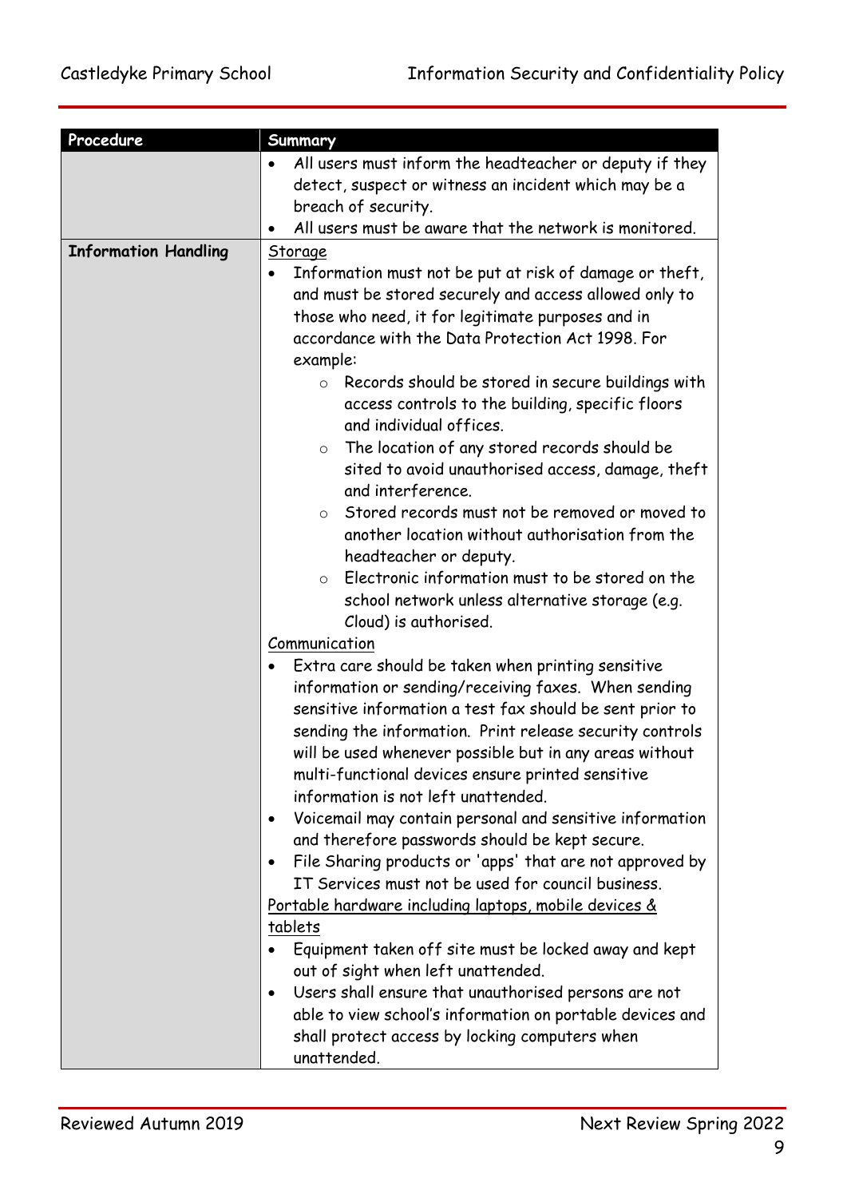| Procedure | Summary |
|---|---|
| | • All users must inform the headteacher or deputy if they detect, suspect or witness an incident which may be a breach of security.<br>• All users must be aware that the network is monitored. |
| **Information Handling** | <u>Storage</u><br>• Information must not be put at risk of damage or theft, and must be stored securely and access allowed only to those who need, it for legitimate purposes and in accordance with the Data Protection Act 1998. For example:<br>  ○ Records should be stored in secure buildings with access controls to the building, specific floors and individual offices.<br>  ○ The location of any stored records should be sited to avoid unauthorised access, damage, theft and interference.<br>  ○ Stored records must not be removed or moved to another location without authorisation from the headteacher or deputy.<br>  ○ Electronic information must to be stored on the school network unless alternative storage (e.g. Cloud) is authorised.<br><u>Communication</u><br>• Extra care should be taken when printing sensitive information or sending/receiving faxes. When sending sensitive information a test fax should be sent prior to sending the information. Print release security controls will be used whenever possible but in any areas without multi-functional devices ensure printed sensitive information is not left unattended.<br>• Voicemail may contain personal and sensitive information and therefore passwords should be kept secure.<br>• File Sharing products or 'apps' that are not approved by IT Services must not be used for council business.<br><u>Portable hardware including laptops, mobile devices & tablets</u><br>• Equipment taken off site must be locked away and kept out of sight when left unattended.<br>• Users shall ensure that unauthorised persons are not able to view school's information on portable devices and shall protect access by locking computers when unattended. |

Reviewed Autumn 2019 Next Review Spring 2022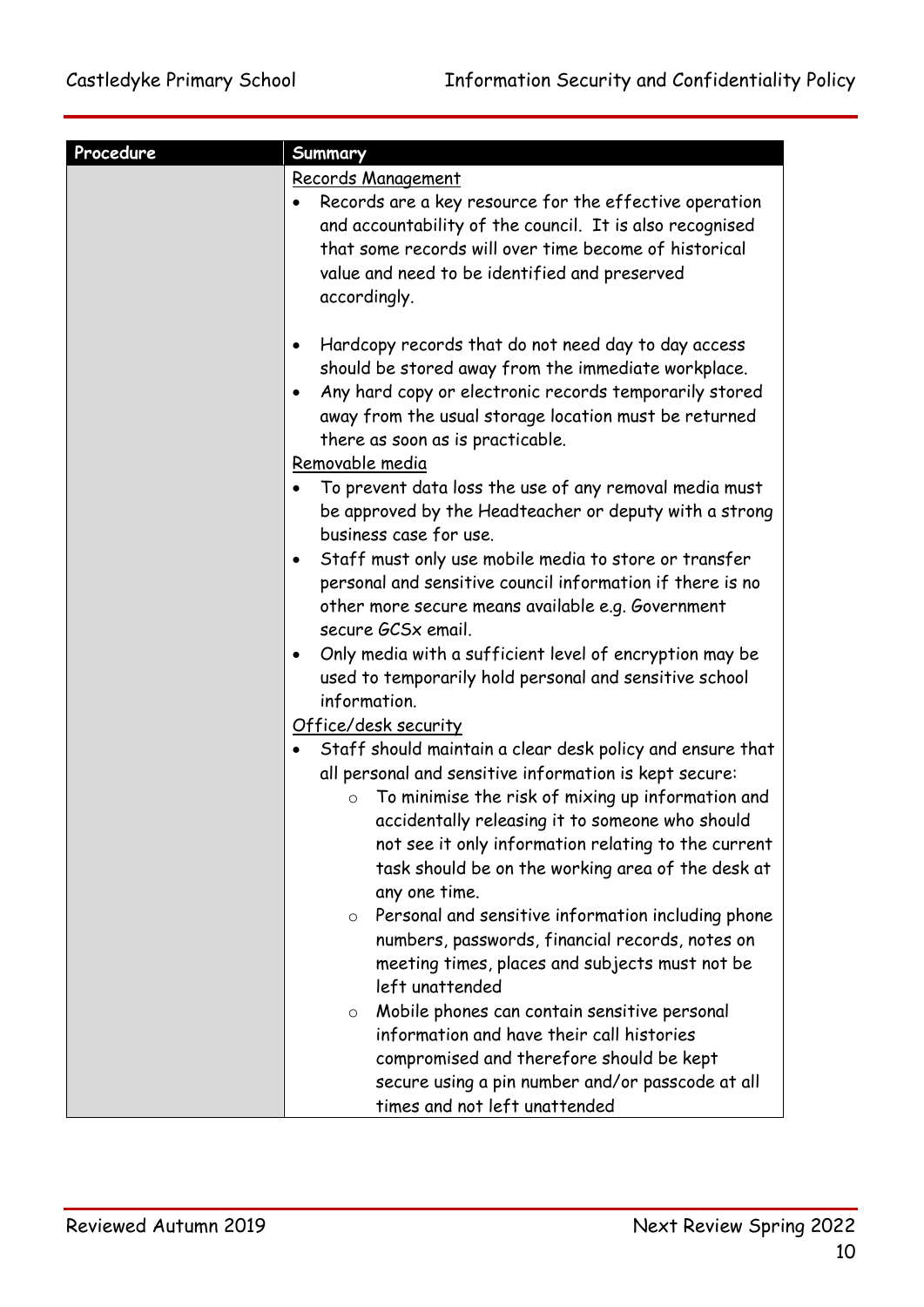| Procedure | Summary |
|---|---|
| | <u>Records Management</u><br>• Records are a key resource for the effective operation and accountability of the council. It is also recognised that some records will over time become of historical value and need to be identified and preserved accordingly.<br><br>• Hardcopy records that do not need day to day access should be stored away from the immediate workplace.<br>• Any hard copy or electronic records temporarily stored away from the usual storage location must be returned there as soon as is practicable.<br><u>Removable media</u><br>• To prevent data loss the use of any removal media must be approved by the Headteacher or deputy with a strong business case for use.<br>• Staff must only use mobile media to store or transfer personal and sensitive council information if there is no other more secure means available e.g. Government secure GCSx email.<br>• Only media with a sufficient level of encryption may be used to temporarily hold personal and sensitive school information.<br><u>Office/desk security</u><br>• Staff should maintain a clear desk policy and ensure that all personal and sensitive information is kept secure:<br>&nbsp;&nbsp;&nbsp;&nbsp;○ To minimise the risk of mixing up information and accidentally releasing it to someone who should not see it only information relating to the current task should be on the working area of the desk at any one time.<br>&nbsp;&nbsp;&nbsp;&nbsp;○ Personal and sensitive information including phone numbers, passwords, financial records, notes on meeting times, places and subjects must not be left unattended<br>&nbsp;&nbsp;&nbsp;&nbsp;○ Mobile phones can contain sensitive personal information and have their call histories compromised and therefore should be kept secure using a pin number and/or passcode at all times and not left unattended |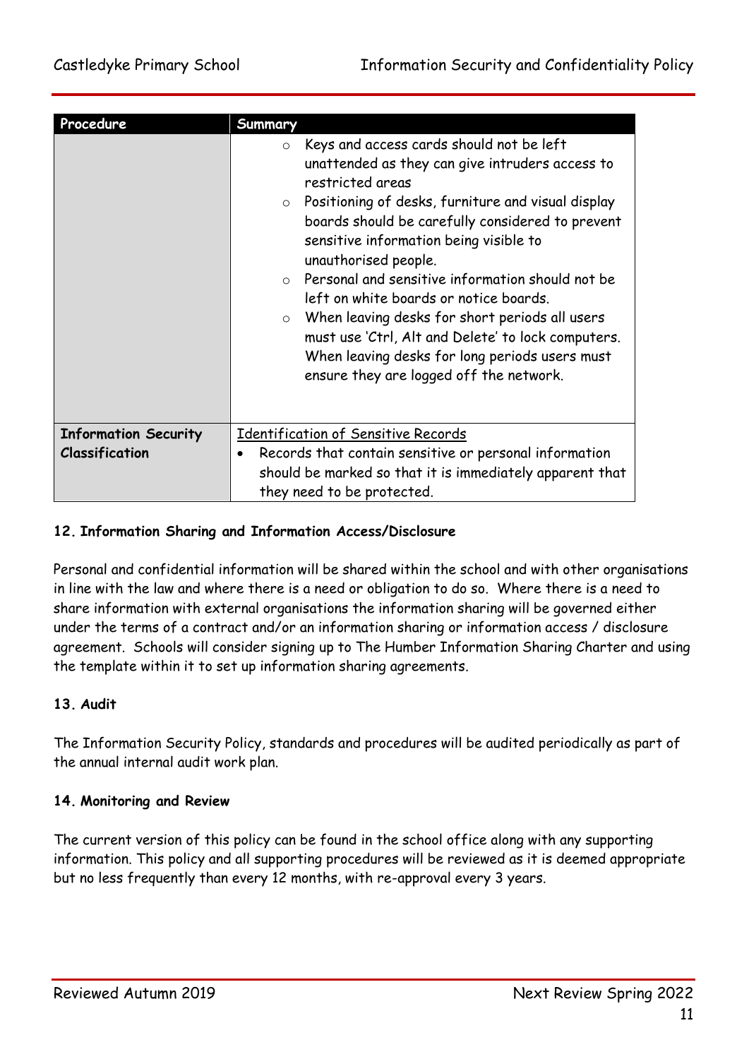| Procedure | Summary |
|---|---|
| | ○ Keys and access cards should not be left unattended as they can give intruders access to restricted areas<br>○ Positioning of desks, furniture and visual display boards should be carefully considered to prevent sensitive information being visible to unauthorised people.<br>○ Personal and sensitive information should not be left on white boards or notice boards.<br>○ When leaving desks for short periods all users must use 'Ctrl, Alt and Delete' to lock computers. When leaving desks for long periods users must ensure they are logged off the network. |
| **Information Security Classification** | Identification of Sensitive Records<br>• Records that contain sensitive or personal information should be marked so that it is immediately apparent that they need to be protected. |

## 12. Information Sharing and Information Access/Disclosure

Personal and confidential information will be shared within the school and with other organisations in line with the law and where there is a need or obligation to do so. Where there is a need to share information with external organisations the information sharing will be governed either under the terms of a contract and/or an information sharing or information access / disclosure agreement. Schools will consider signing up to The Humber Information Sharing Charter and using the template within it to set up information sharing agreements.

## 13. Audit

The Information Security Policy, standards and procedures will be audited periodically as part of the annual internal audit work plan.

## 14. Monitoring and Review

The current version of this policy can be found in the school office along with any supporting information. This policy and all supporting procedures will be reviewed as it is deemed appropriate but no less frequently than every 12 months, with re-approval every 3 years.